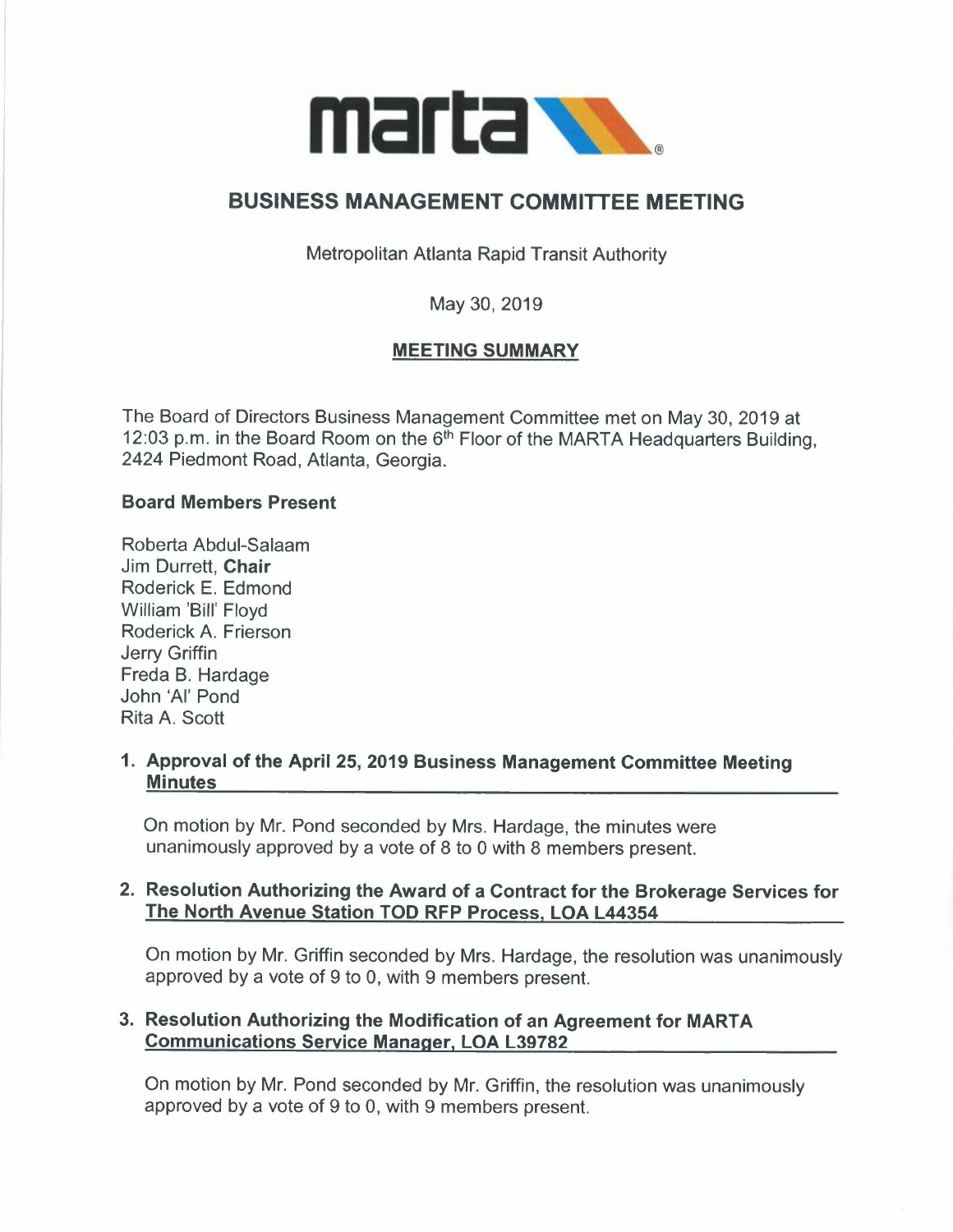marta

# BUSINESS MANAGEMENT COMMITTEE MEETING

Metropolitan Atlanta Rapid Transit Authority

May 30, 2019

## MEETING SUMMARY

The Board of Directors Business Management Committee met on May 30, 2019 at 12:03 p.m. in the Board Room on the 6th Floor of the MARTA Headquarters Building, 2424 Piedmont Road, Atlanta, Georgia.

### Board Members Present

Roberta Abdul-Salaam
Jim Durrett, **Chair**
Roderick E. Edmond
William 'Bill' Floyd
Roderick A. Frierson
Jerry Griffin
Freda B. Hardage
John 'Al' Pond
Rita A. Scott

### 1. Approval of the April 25, 2019 Business Management Committee Meeting Minutes

On motion by Mr. Pond seconded by Mrs. Hardage, the minutes were unanimously approved by a vote of 8 to 0 with 8 members present.

### 2. Resolution Authorizing the Award of a Contract for the Brokerage Services for The North Avenue Station TOD RFP Process, LOA L44354

On motion by Mr. Griffin seconded by Mrs. Hardage, the resolution was unanimously approved by a vote of 9 to 0, with 9 members present.

### 3. Resolution Authorizing the Modification of an Agreement for MARTA Communications Service Manager, LOA L39782

On motion by Mr. Pond seconded by Mr. Griffin, the resolution was unanimously approved by a vote of 9 to 0, with 9 members present.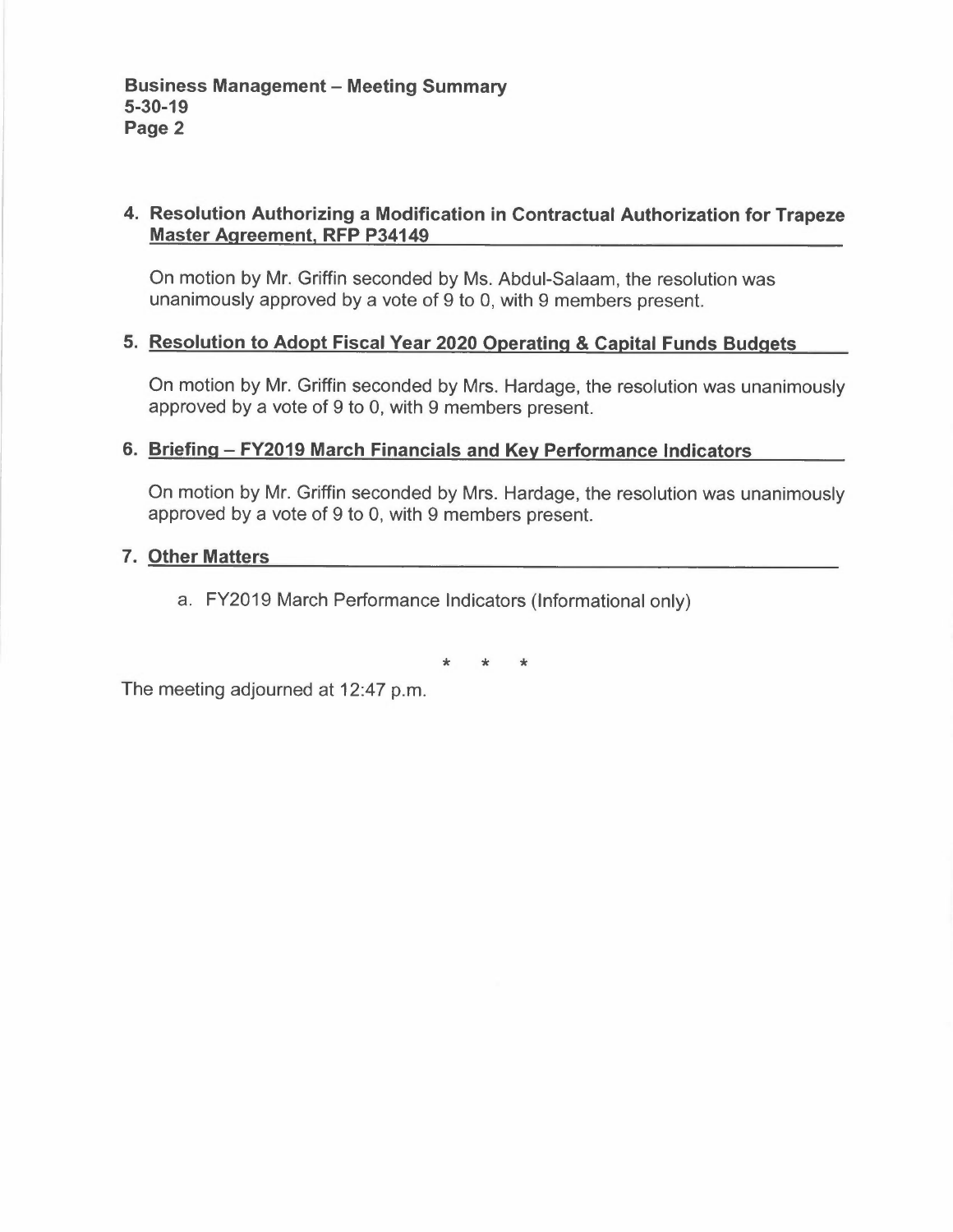**4. Resolution Authorizing a Modification in Contractual Authorization for Trapeze Master Agreement, RFP P34149**

On motion by Mr. Griffin seconded by Ms. Abdul-Salaam, the resolution was unanimously approved by a vote of 9 to 0, with 9 members present.

**5. Resolution to Adopt Fiscal Year 2020 Operating & Capital Funds Budgets**

On motion by Mr. Griffin seconded by Mrs. Hardage, the resolution was unanimously approved by a vote of 9 to 0, with 9 members present.

**6. Briefing – FY2019 March Financials and Key Performance Indicators**

On motion by Mr. Griffin seconded by Mrs. Hardage, the resolution was unanimously approved by a vote of 9 to 0, with 9 members present.

**7. Other Matters**

a. FY2019 March Performance Indicators (Informational only)

\* \* \*

The meeting adjourned at 12:47 p.m.